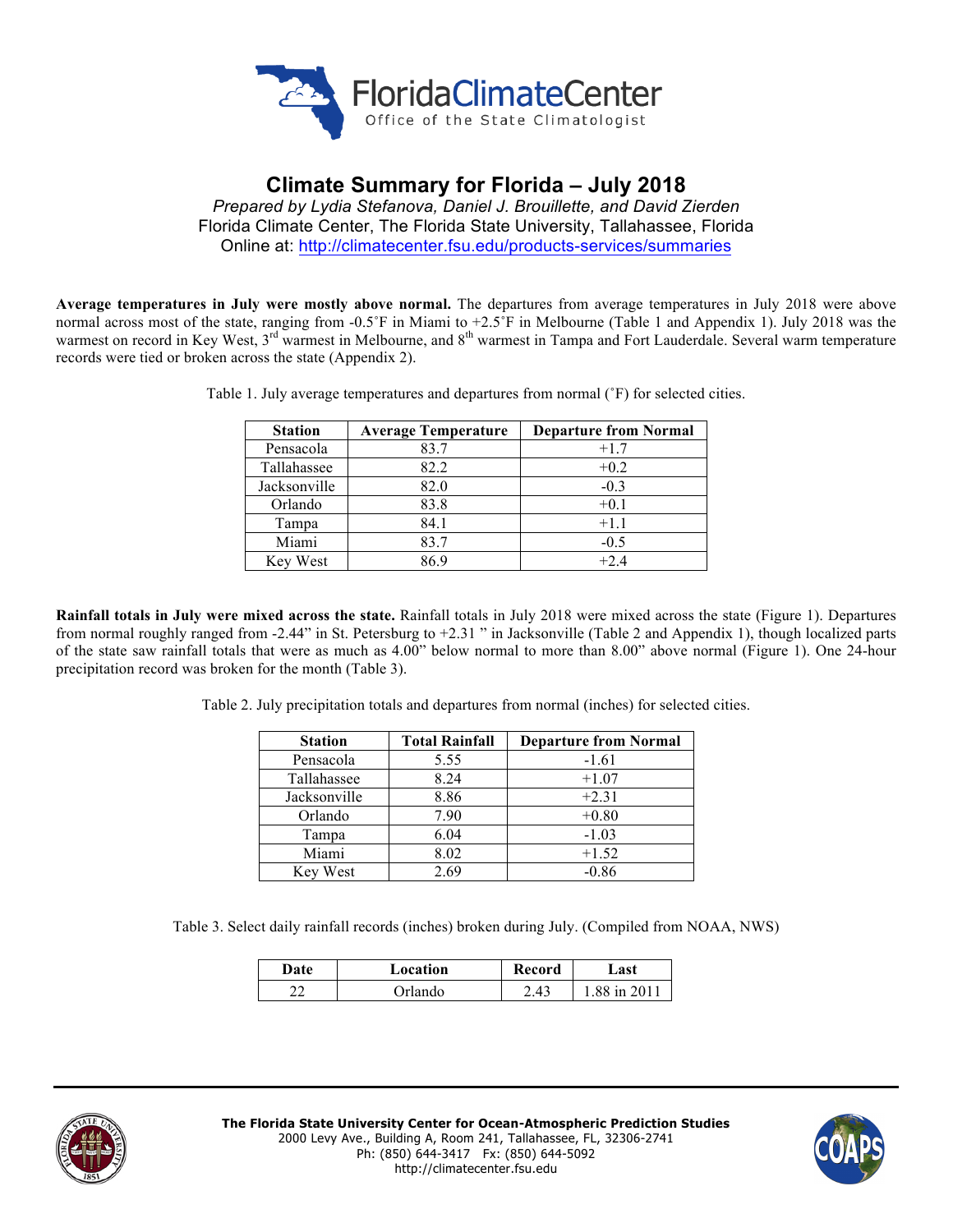# Climate Summary for Florida – July 2018

*Prepared by Lydia Stefanova, Daniel J. Brouillette, and David Zierden*

Florida Climate Center, The Florida State University, Tallahassee, Florida

Online at: http://climatecenter.fsu.edu/products-services/summaries

**Average temperatures in July were mostly above normal.** The departures from average temperatures in July 2018 were above normal across most of the state, ranging from -0.5˚F in Miami to +2.5˚F in Melbourne (Table 1 and Appendix 1). July 2018 was the warmest on record in Key West, 3rd warmest in Melbourne, and 8th warmest in Tampa and Fort Lauderdale. Several warm temperature records were tied or broken across the state (Appendix 2).

Table 1. July average temperatures and departures from normal (˚F) for selected cities.

| Station | Average Temperature | Departure from Normal |
|---|---|---|
| Pensacola | 83.7 | +1.7 |
| Tallahassee | 82.2 | +0.2 |
| Jacksonville | 82.0 | -0.3 |
| Orlando | 83.8 | +0.1 |
| Tampa | 84.1 | +1.1 |
| Miami | 83.7 | -0.5 |
| Key West | 86.9 | +2.4 |

**Rainfall totals in July were mixed across the state.** Rainfall totals in July 2018 were mixed across the state (Figure 1). Departures from normal roughly ranged from -2.44" in St. Petersburg to +2.31 " in Jacksonville (Table 2 and Appendix 1), though localized parts of the state saw rainfall totals that were as much as 4.00" below normal to more than 8.00" above normal (Figure 1). One 24-hour precipitation record was broken for the month (Table 3).

Table 2. July precipitation totals and departures from normal (inches) for selected cities.

| Station | Total Rainfall | Departure from Normal |
|---|---|---|
| Pensacola | 5.55 | -1.61 |
| Tallahassee | 8.24 | +1.07 |
| Jacksonville | 8.86 | +2.31 |
| Orlando | 7.90 | +0.80 |
| Tampa | 6.04 | -1.03 |
| Miami | 8.02 | +1.52 |
| Key West | 2.69 | -0.86 |

Table 3. Select daily rainfall records (inches) broken during July. (Compiled from NOAA, NWS)

| Date | Location | Record | Last |
|---|---|---|---|
| 22 | Orlando | 2.43 | 1.88 in 2011 |

**The Florida State University Center for Ocean-Atmospheric Prediction Studies**
2000 Levy Ave., Building A, Room 241, Tallahassee, FL, 32306-2741
Ph: (850) 644-3417 Fx: (850) 644-5092
http://climatecenter.fsu.edu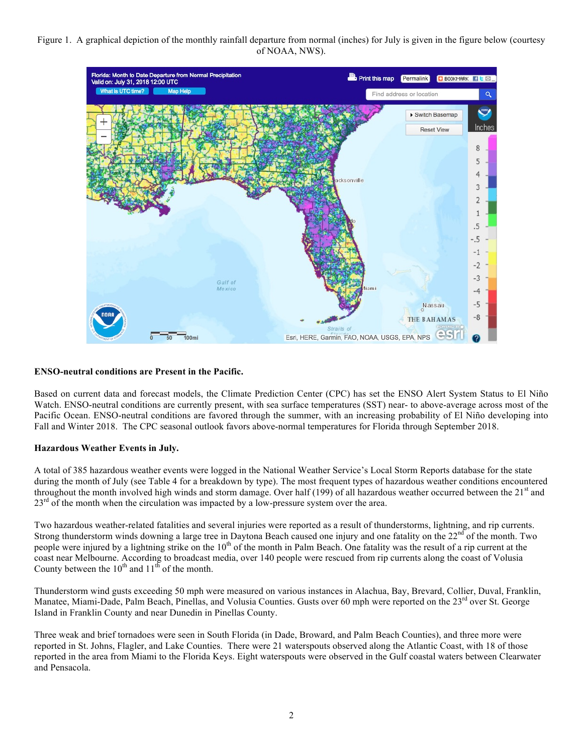Figure 1. A graphical depiction of the monthly rainfall departure from normal (inches) for July is given in the figure below (courtesy of NOAA, NWS).

**ENSO-neutral conditions are Present in the Pacific.**

Based on current data and forecast models, the Climate Prediction Center (CPC) has set the ENSO Alert System Status to El Niño Watch. ENSO-neutral conditions are currently present, with sea surface temperatures (SST) near- to above-average across most of the Pacific Ocean. ENSO-neutral conditions are favored through the summer, with an increasing probability of El Niño developing into Fall and Winter 2018. The CPC seasonal outlook favors above-normal temperatures for Florida through September 2018.

**Hazardous Weather Events in July.**

A total of 385 hazardous weather events were logged in the National Weather Service's Local Storm Reports database for the state during the month of July (see Table 4 for a breakdown by type). The most frequent types of hazardous weather conditions encountered throughout the month involved high winds and storm damage. Over half (199) of all hazardous weather occurred between the 21st and 23rd of the month when the circulation was impacted by a low-pressure system over the area.

Two hazardous weather-related fatalities and several injuries were reported as a result of thunderstorms, lightning, and rip currents. Strong thunderstorm winds downing a large tree in Daytona Beach caused one injury and one fatality on the 22nd of the month. Two people were injured by a lightning strike on the 10th of the month in Palm Beach. One fatality was the result of a rip current at the coast near Melbourne. According to broadcast media, over 140 people were rescued from rip currents along the coast of Volusia County between the 10th and 11th of the month.

Thunderstorm wind gusts exceeding 50 mph were measured on various instances in Alachua, Bay, Brevard, Collier, Duval, Franklin, Manatee, Miami-Dade, Palm Beach, Pinellas, and Volusia Counties. Gusts over 60 mph were reported on the 23rd over St. George Island in Franklin County and near Dunedin in Pinellas County.

Three weak and brief tornadoes were seen in South Florida (in Dade, Broward, and Palm Beach Counties), and three more were reported in St. Johns, Flagler, and Lake Counties. There were 21 waterspouts observed along the Atlantic Coast, with 18 of those reported in the area from Miami to the Florida Keys. Eight waterspouts were observed in the Gulf coastal waters between Clearwater and Pensacola.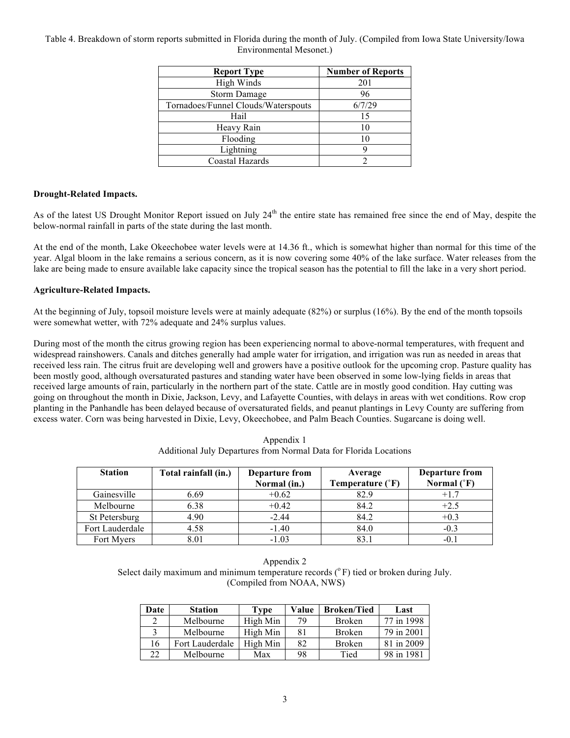Table 4. Breakdown of storm reports submitted in Florida during the month of July. (Compiled from Iowa State University/Iowa Environmental Mesonet.)

| Report Type | Number of Reports |
| --- | --- |
| High Winds | 201 |
| Storm Damage | 96 |
| Tornadoes/Funnel Clouds/Waterspouts | 6/7/29 |
| Hail | 15 |
| Heavy Rain | 10 |
| Flooding | 10 |
| Lightning | 9 |
| Coastal Hazards | 2 |

**Drought-Related Impacts.**

As of the latest US Drought Monitor Report issued on July 24th the entire state has remained free since the end of May, despite the below-normal rainfall in parts of the state during the last month.

At the end of the month, Lake Okeechobee water levels were at 14.36 ft., which is somewhat higher than normal for this time of the year. Algal bloom in the lake remains a serious concern, as it is now covering some 40% of the lake surface. Water releases from the lake are being made to ensure available lake capacity since the tropical season has the potential to fill the lake in a very short period.

**Agriculture-Related Impacts.**

At the beginning of July, topsoil moisture levels were at mainly adequate (82%) or surplus (16%). By the end of the month topsoils were somewhat wetter, with 72% adequate and 24% surplus values.

During most of the month the citrus growing region has been experiencing normal to above-normal temperatures, with frequent and widespread rainshowers. Canals and ditches generally had ample water for irrigation, and irrigation was run as needed in areas that received less rain. The citrus fruit are developing well and growers have a positive outlook for the upcoming crop. Pasture quality has been mostly good, although oversaturated pastures and standing water have been observed in some low-lying fields in areas that received large amounts of rain, particularly in the northern part of the state. Cattle are in mostly good condition. Hay cutting was going on throughout the month in Dixie, Jackson, Levy, and Lafayette Counties, with delays in areas with wet conditions. Row crop planting in the Panhandle has been delayed because of oversaturated fields, and peanut plantings in Levy County are suffering from excess water. Corn was being harvested in Dixie, Levy, Okeechobee, and Palm Beach Counties. Sugarcane is doing well.

Appendix 1
Additional July Departures from Normal Data for Florida Locations

| Station | Total rainfall (in.) | Departure from Normal (in.) | Average Temperature (˚F) | Departure from Normal (˚F) |
| --- | --- | --- | --- | --- |
| Gainesville | 6.69 | +0.62 | 82.9 | +1.7 |
| Melbourne | 6.38 | +0.42 | 84.2 | +2.5 |
| St Petersburg | 4.90 | -2.44 | 84.2 | +0.3 |
| Fort Lauderdale | 4.58 | -1.40 | 84.0 | -0.3 |
| Fort Myers | 8.01 | -1.03 | 83.1 | -0.1 |

Appendix 2
Select daily maximum and minimum temperature records (°F) tied or broken during July.
(Compiled from NOAA, NWS)

| Date | Station | Type | Value | Broken/Tied | Last |
| --- | --- | --- | --- | --- | --- |
| 2 | Melbourne | High Min | 79 | Broken | 77 in 1998 |
| 3 | Melbourne | High Min | 81 | Broken | 79 in 2001 |
| 16 | Fort Lauderdale | High Min | 82 | Broken | 81 in 2009 |
| 22 | Melbourne | Max | 98 | Tied | 98 in 1981 |